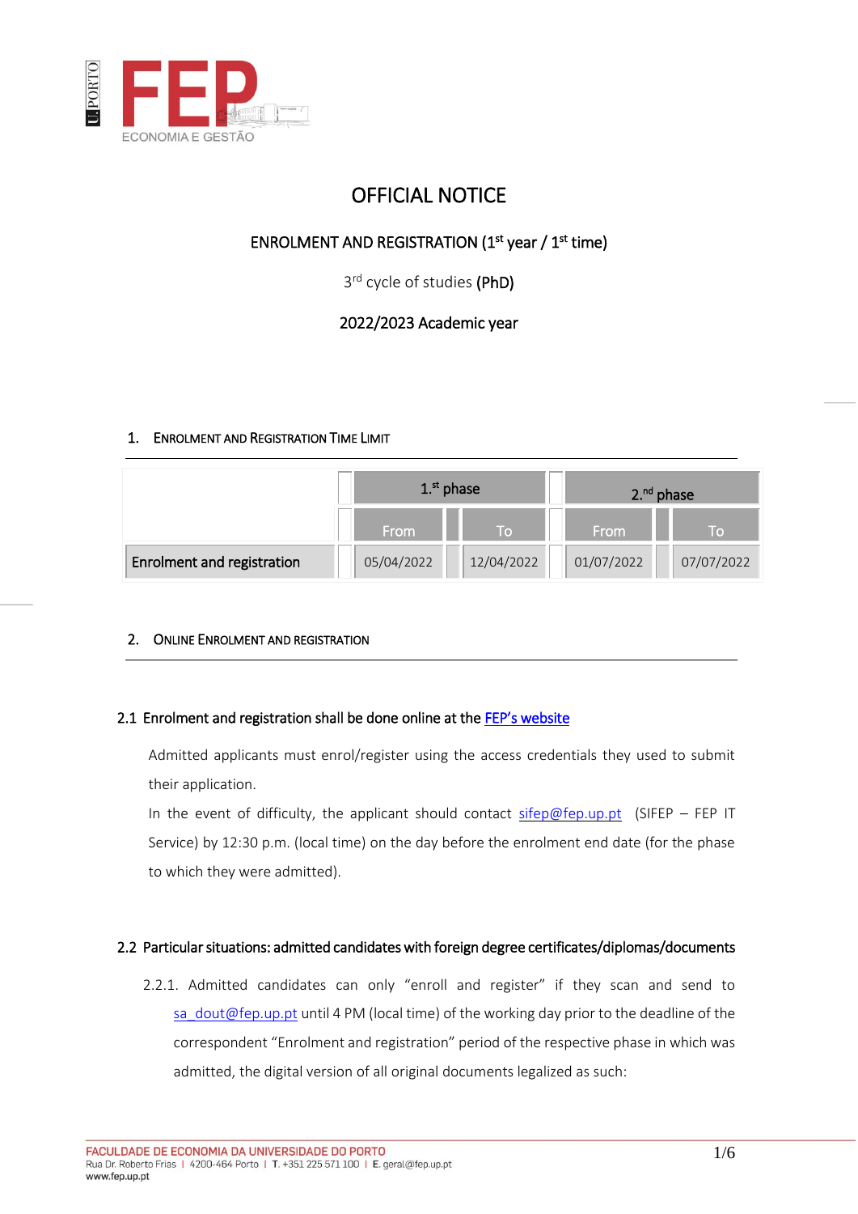# OFFICIAL NOTICE

## ENROLMENT AND REGISTRATION (1st year / 1st time)

3rd cycle of studies **(PhD)**

2022/2023 Academic year

## 1. Enrolment and Registration Time Limit

| | 1.st phase | | 2.nd phase | |
|---|---|---|---|---|
| | From | To | From | To |
| **Enrolment and registration** | 05/04/2022 | 12/04/2022 | 01/07/2022 | 07/07/2022 |

## 2. Online Enrolment and Registration

### 2.1 Enrolment and registration shall be done online at the FEP's website

Admitted applicants must enrol/register using the access credentials they used to submit their application.

In the event of difficulty, the applicant should contact sifep@fep.up.pt (SIFEP – FEP IT Service) by 12:30 p.m. (local time) on the day before the enrolment end date (for the phase to which they were admitted).

### 2.2 Particular situations: admitted candidates with foreign degree certificates/diplomas/documents

2.2.1. Admitted candidates can only "enroll and register" if they scan and send to sa_dout@fep.up.pt until 4 PM (local time) of the working day prior to the deadline of the correspondent "Enrolment and registration" period of the respective phase in which was admitted, the digital version of all original documents legalized as such: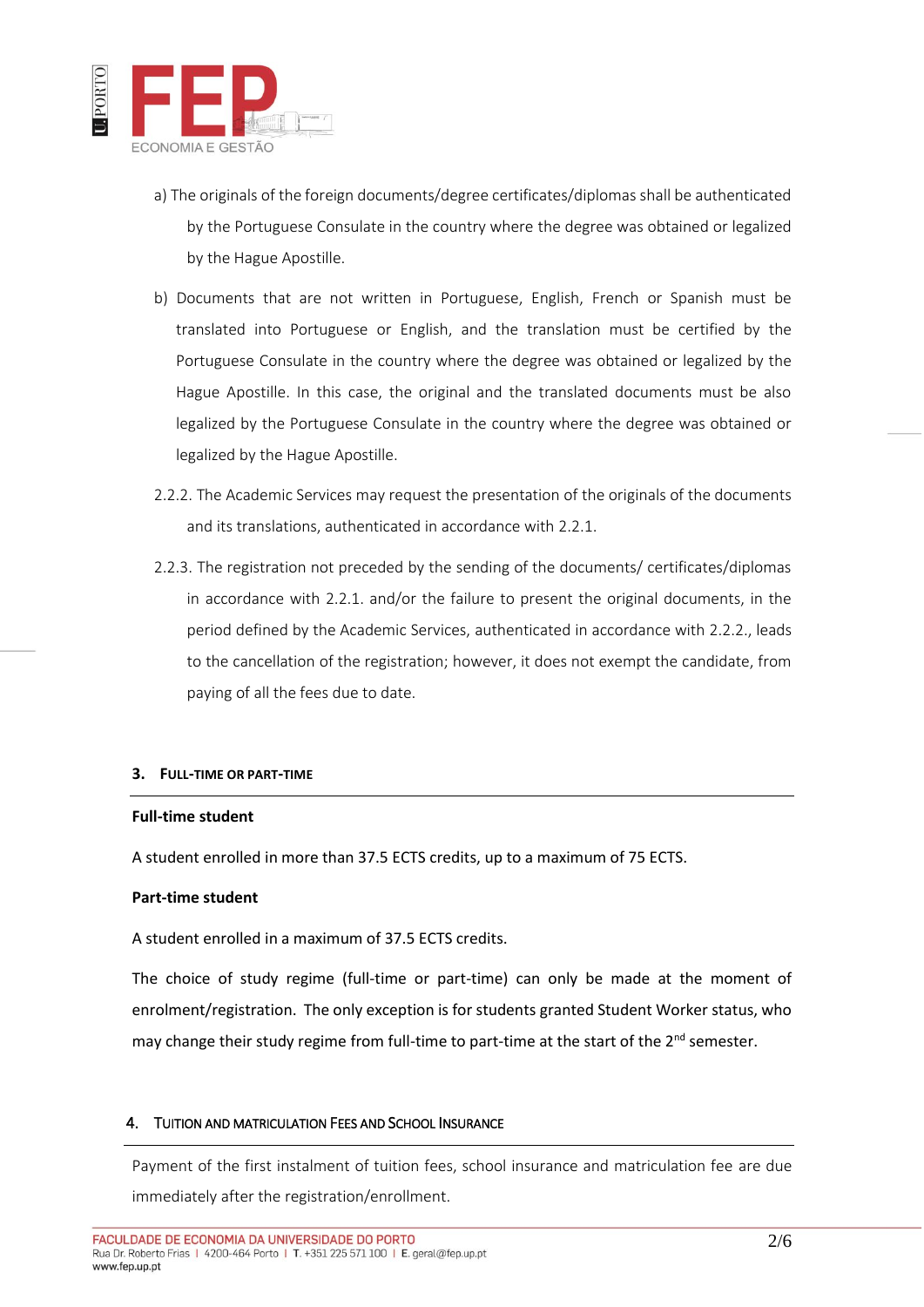a) The originals of the foreign documents/degree certificates/diplomas shall be authenticated by the Portuguese Consulate in the country where the degree was obtained or legalized by the Hague Apostille.

b) Documents that are not written in Portuguese, English, French or Spanish must be translated into Portuguese or English, and the translation must be certified by the Portuguese Consulate in the country where the degree was obtained or legalized by the Hague Apostille. In this case, the original and the translated documents must be also legalized by the Portuguese Consulate in the country where the degree was obtained or legalized by the Hague Apostille.

2.2.2. The Academic Services may request the presentation of the originals of the documents and its translations, authenticated in accordance with 2.2.1.

2.2.3. The registration not preceded by the sending of the documents/ certificates/diplomas in accordance with 2.2.1. and/or the failure to present the original documents, in the period defined by the Academic Services, authenticated in accordance with 2.2.2., leads to the cancellation of the registration; however, it does not exempt the candidate, from paying of all the fees due to date.

## 3. Full-time or part-time

**Full-time student**

A student enrolled in more than 37.5 ECTS credits, up to a maximum of 75 ECTS.

**Part-time student**

A student enrolled in a maximum of 37.5 ECTS credits.

The choice of study regime (full-time or part-time) can only be made at the moment of enrolment/registration. The only exception is for students granted Student Worker status, who may change their study regime from full-time to part-time at the start of the 2nd semester.

## 4. Tuition and Matriculation Fees and School Insurance

Payment of the first instalment of tuition fees, school insurance and matriculation fee are due immediately after the registration/enrollment.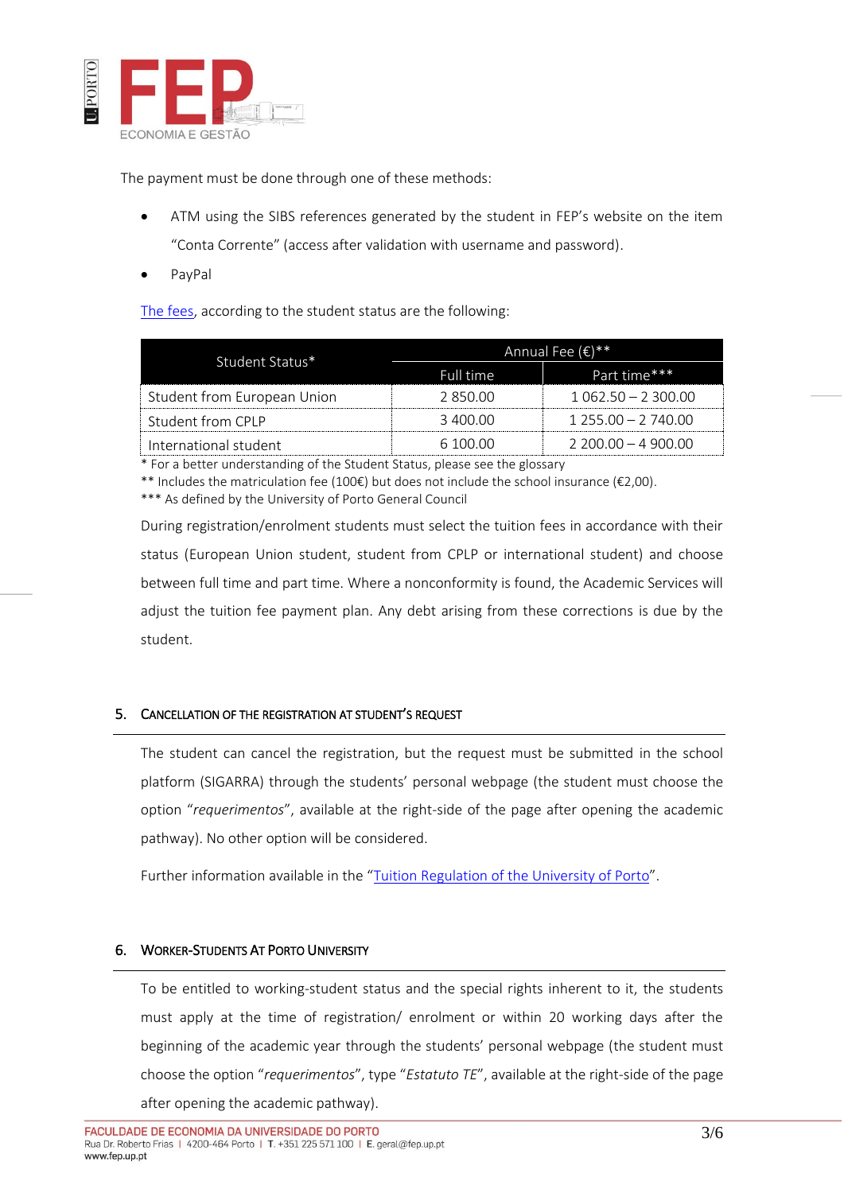The payment must be done through one of these methods:

- ATM using the SIBS references generated by the student in FEP's website on the item "Conta Corrente" (access after validation with username and password).
- PayPal

The fees, according to the student status are the following:

| Student Status* | Annual Fee (€)** | |
|---|---|---|
| | Full time | Part time*** |
| Student from European Union | 2 850.00 | 1 062.50 – 2 300.00 |
| Student from CPLP | 3 400.00 | 1 255.00 – 2 740.00 |
| International student | 6 100.00 | 2 200.00 – 4 900.00 |

\* For a better understanding of the Student Status, please see the glossary
** Includes the matriculation fee (100€) but does not include the school insurance (€2,00).
*** As defined by the University of Porto General Council

During registration/enrolment students must select the tuition fees in accordance with their status (European Union student, student from CPLP or international student) and choose between full time and part time. Where a nonconformity is found, the Academic Services will adjust the tuition fee payment plan. Any debt arising from these corrections is due by the student.

## 5. Cancellation of the Registration at Student's Request

The student can cancel the registration, but the request must be submitted in the school platform (SIGARRA) through the students' personal webpage (the student must choose the option "*requerimentos*", available at the right-side of the page after opening the academic pathway). No other option will be considered.

Further information available in the "Tuition Regulation of the University of Porto".

## 6. Worker-Students At Porto University

To be entitled to working-student status and the special rights inherent to it, the students must apply at the time of registration/ enrolment or within 20 working days after the beginning of the academic year through the students' personal webpage (the student must choose the option "*requerimentos*", type "*Estatuto TE*", available at the right-side of the page after opening the academic pathway).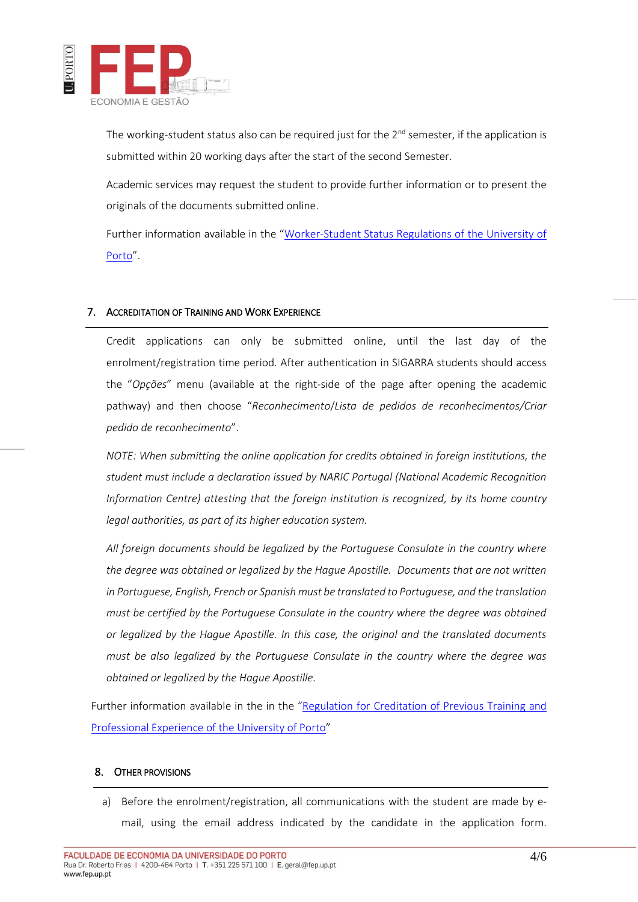The working-student status also can be required just for the 2nd semester, if the application is submitted within 20 working days after the start of the second Semester.

Academic services may request the student to provide further information or to present the originals of the documents submitted online.

Further information available in the "Worker-Student Status Regulations of the University of Porto".

## 7. Accreditation of Training and Work Experience

Credit applications can only be submitted online, until the last day of the enrolment/registration time period. After authentication in SIGARRA students should access the "*Opções*" menu (available at the right-side of the page after opening the academic pathway) and then choose "*Reconhecimento/Lista de pedidos de reconhecimentos/Criar pedido de reconhecimento*".

*NOTE: When submitting the online application for credits obtained in foreign institutions, the student must include a declaration issued by NARIC Portugal (National Academic Recognition Information Centre) attesting that the foreign institution is recognized, by its home country legal authorities, as part of its higher education system.*

*All foreign documents should be legalized by the Portuguese Consulate in the country where the degree was obtained or legalized by the Hague Apostille. Documents that are not written in Portuguese, English, French or Spanish must be translated to Portuguese, and the translation must be certified by the Portuguese Consulate in the country where the degree was obtained or legalized by the Hague Apostille. In this case, the original and the translated documents must be also legalized by the Portuguese Consulate in the country where the degree was obtained or legalized by the Hague Apostille.*

Further information available in the in the "Regulation for Creditation of Previous Training and Professional Experience of the University of Porto"

## 8. Other Provisions

a) Before the enrolment/registration, all communications with the student are made by e-mail, using the email address indicated by the candidate in the application form.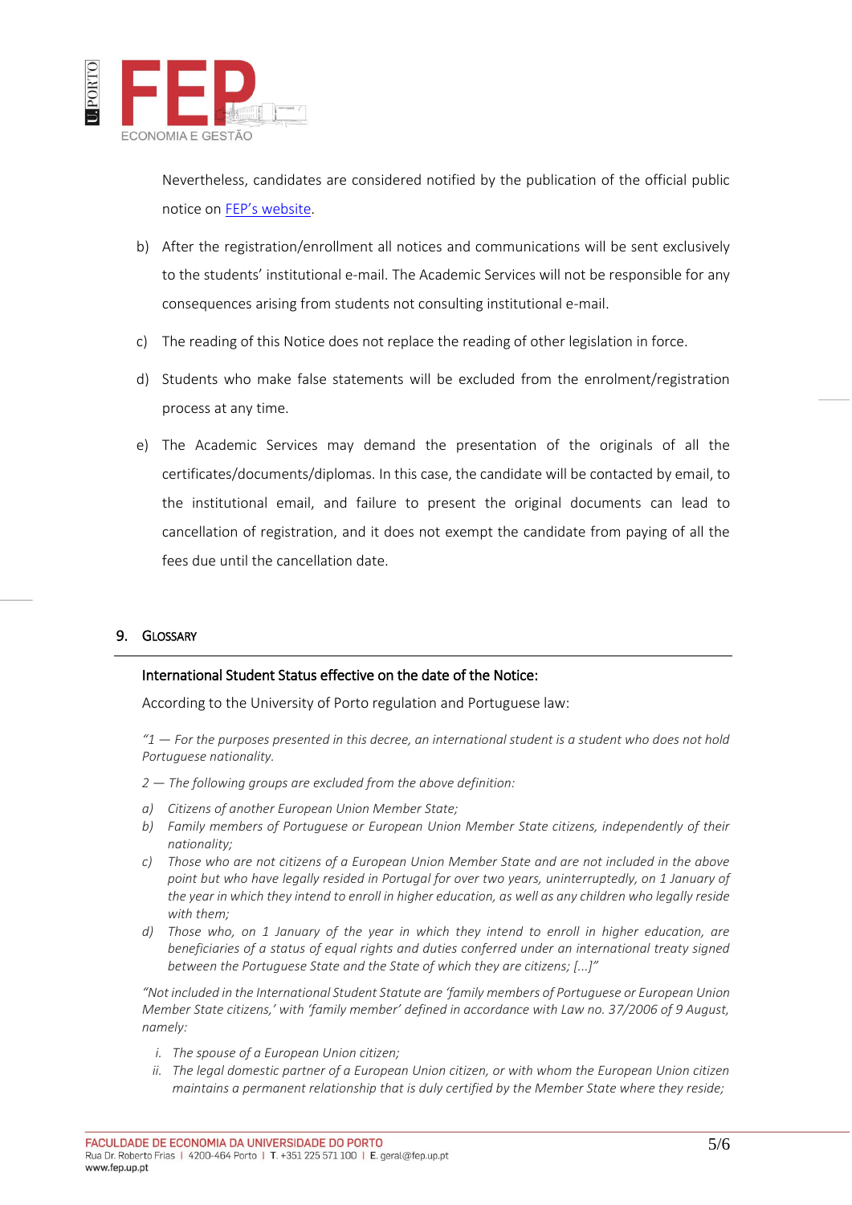Nevertheless, candidates are considered notified by the publication of the official public notice on [FEP's website](#).

b) After the registration/enrollment all notices and communications will be sent exclusively to the students' institutional e-mail. The Academic Services will not be responsible for any consequences arising from students not consulting institutional e-mail.

c) The reading of this Notice does not replace the reading of other legislation in force.

d) Students who make false statements will be excluded from the enrolment/registration process at any time.

e) The Academic Services may demand the presentation of the originals of all the certificates/documents/diplomas. In this case, the candidate will be contacted by email, to the institutional email, and failure to present the original documents can lead to cancellation of registration, and it does not exempt the candidate from paying of all the fees due until the cancellation date.

## 9. Glossary

**International Student Status effective on the date of the Notice:**

According to the University of Porto regulation and Portuguese law:

*"1 — For the purposes presented in this decree, an international student is a student who does not hold Portuguese nationality.*

*2 — The following groups are excluded from the above definition:*

*a) Citizens of another European Union Member State;*

*b) Family members of Portuguese or European Union Member State citizens, independently of their nationality;*

*c) Those who are not citizens of a European Union Member State and are not included in the above point but who have legally resided in Portugal for over two years, uninterruptedly, on 1 January of the year in which they intend to enroll in higher education, as well as any children who legally reside with them;*

*d) Those who, on 1 January of the year in which they intend to enroll in higher education, are beneficiaries of a status of equal rights and duties conferred under an international treaty signed between the Portuguese State and the State of which they are citizens; [...]"*

*"Not included in the International Student Statute are 'family members of Portuguese or European Union Member State citizens,' with 'family member' defined in accordance with Law no. 37/2006 of 9 August, namely:*

*i. The spouse of a European Union citizen;*

*ii. The legal domestic partner of a European Union citizen, or with whom the European Union citizen maintains a permanent relationship that is duly certified by the Member State where they reside;*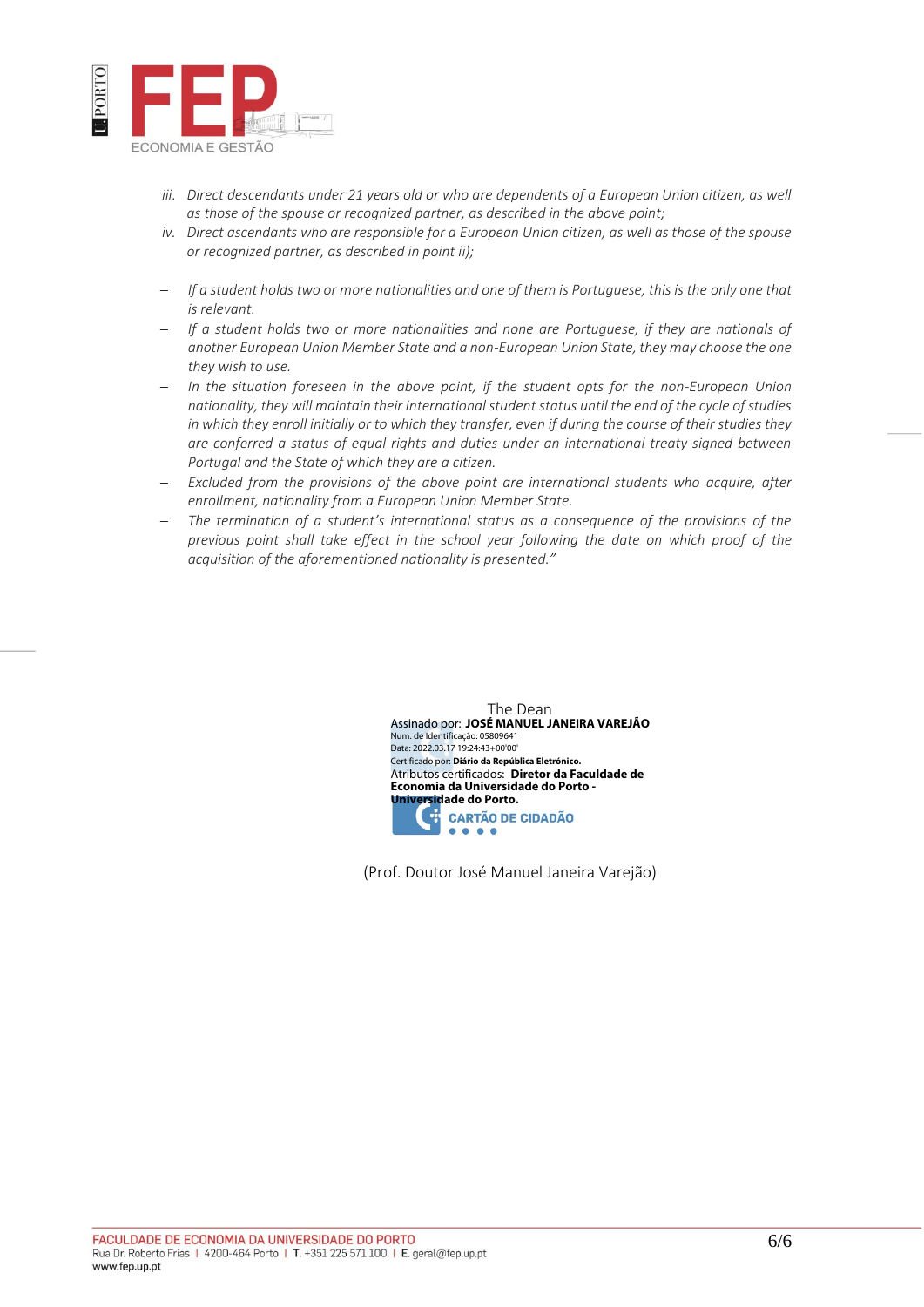*iii. Direct descendants under 21 years old or who are dependents of a European Union citizen, as well as those of the spouse or recognized partner, as described in the above point;*

*iv. Direct ascendants who are responsible for a European Union citizen, as well as those of the spouse or recognized partner, as described in point ii);*

- *If a student holds two or more nationalities and one of them is Portuguese, this is the only one that is relevant.*
- *If a student holds two or more nationalities and none are Portuguese, if they are nationals of another European Union Member State and a non-European Union State, they may choose the one they wish to use.*
- *In the situation foreseen in the above point, if the student opts for the non-European Union nationality, they will maintain their international student status until the end of the cycle of studies in which they enroll initially or to which they transfer, even if during the course of their studies they are conferred a status of equal rights and duties under an international treaty signed between Portugal and the State of which they are a citizen.*
- *Excluded from the provisions of the above point are international students who acquire, after enrollment, nationality from a European Union Member State.*
- *The termination of a student's international status as a consequence of the provisions of the previous point shall take effect in the school year following the date on which proof of the acquisition of the aforementioned nationality is presented."*

The Dean

Assinado por: **JOSÉ MANUEL JANEIRA VAREJÃO**
Num. de Identificação: 05809641
Data: 2022.03.17 19:24:43+00'00'
Certificado por: **Diário da República Eletrónico.**
Atributos certificados: **Diretor da Faculdade de Economia da Universidade do Porto - Universidade do Porto.**
CARTÃO DE CIDADÃO

(Prof. Doutor José Manuel Janeira Varejão)